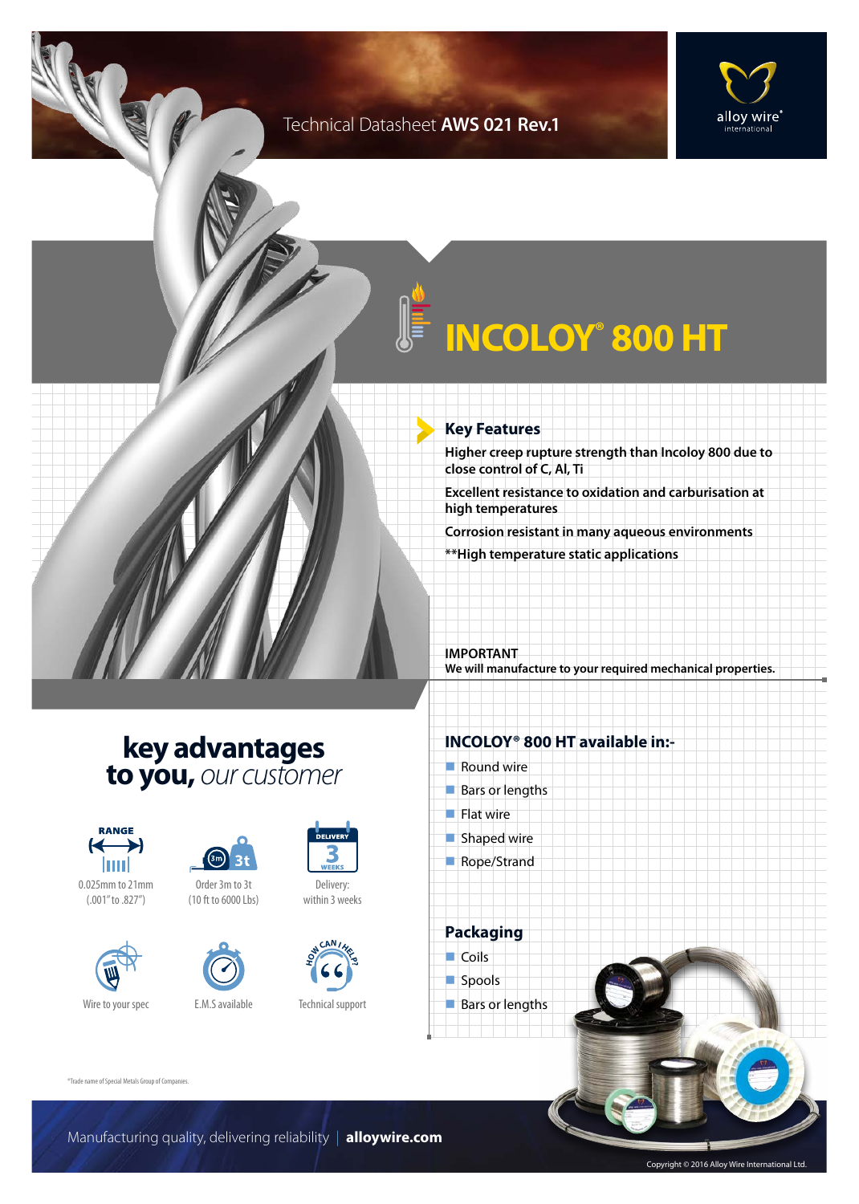Technical Datasheet **AWS 021 Rev.1**

alloy wire® international

# INCOLOY® 800 HT

## Key Features

**Higher creep rupture strength than Incoloy 800 due to close control of C, Al, Ti**

**Excellent resistance to oxidation and carburisation at high temperatures**

**Corrosion resistant in many aqueous environments**

**\*\*High temperature static applications**

**IMPORTANT**
**We will manufacture to your required mechanical properties.**

## key advantages to you, *our customer*

- RANGE: 0.025mm to 21mm (.001" to .827")
- Order 3m to 3t (10 ft to 6000 Lbs)
- Delivery: within 3 weeks
- Wire to your spec
- E.M.S available
- Technical support

## INCOLOY® 800 HT available in:-

- Round wire
- Bars or lengths
- Flat wire
- Shaped wire
- Rope/Strand

## Packaging

- Coils
- Spools
- Bars or lengths

®Trade name of Special Metals Group of Companies.

Manufacturing quality, delivering reliability | **alloywire.com**

Copyright © 2016 Alloy Wire International Ltd.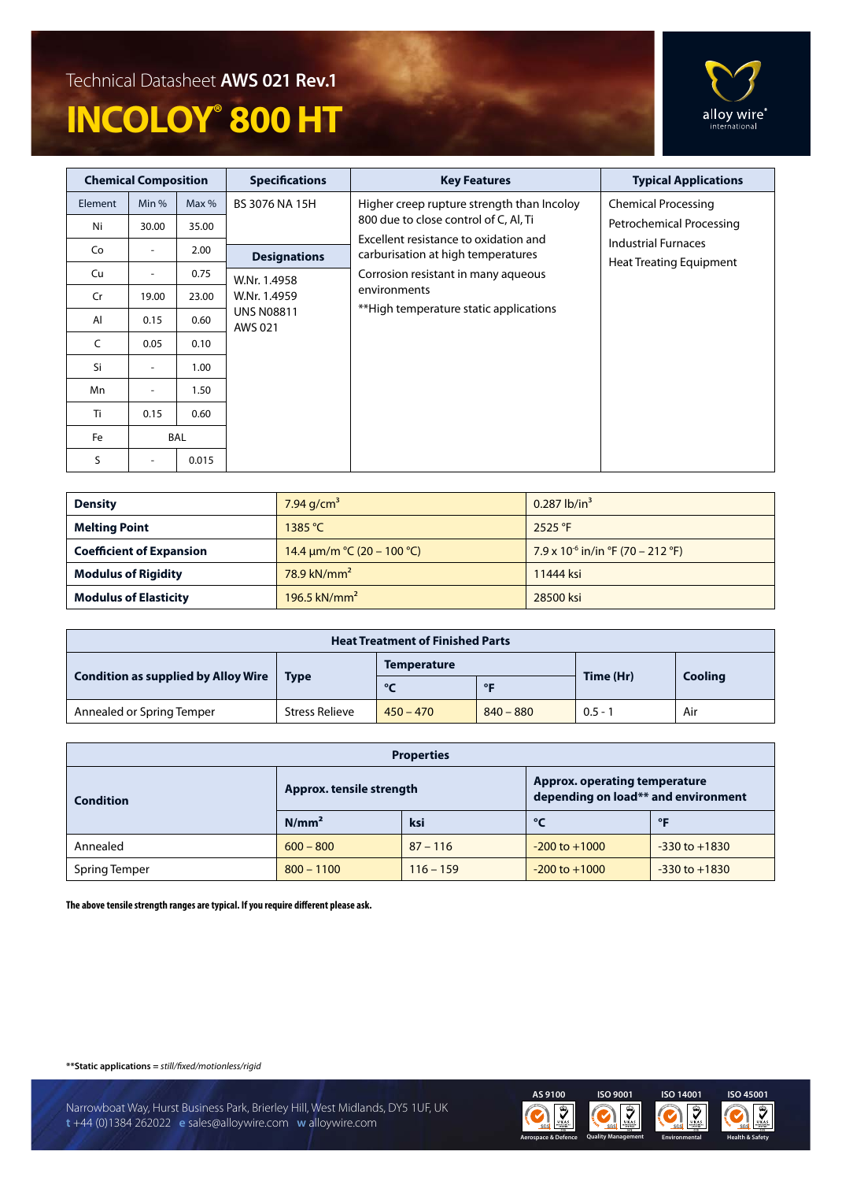Technical Datasheet **AWS 021 Rev.1**

# INCOLOY® 800 HT

| Chemical Composition | | | Specifications | Key Features | Typical Applications |
|---|---|---|---|---|---|
| Element | Min % | Max % | BS 3076 NA 15H | Higher creep rupture strength than Incoloy 800 due to close control of C, Al, Ti | Chemical Processing |
| Ni | 30.00 | 35.00 | | Excellent resistance to oxidation and carburisation at high temperatures | Petrochemical Processing |
| Co | - | 2.00 | **Designations** | Corrosion resistant in many aqueous environments | Industrial Furnaces |
| Cu | - | 0.75 | W.Nr. 1.4958 | **High temperature static applications | Heat Treating Equipment |
| Cr | 19.00 | 23.00 | W.Nr. 1.4959 | | |
| Al | 0.15 | 0.60 | UNS N08811 | | |
| C | 0.05 | 0.10 | AWS 021 | | |
| Si | - | 1.00 | | | |
| Mn | - | 1.50 | | | |
| Ti | 0.15 | 0.60 | | | |
| Fe | BAL | | | | |
| S | - | 0.015 | | | |

| | | |
|---|---|---|
| **Density** | 7.94 g/cm$^3$ | 0.287 lb/in$^3$ |
| **Melting Point** | 1385 °C | 2525 °F |
| **Coefficient of Expansion** | 14.4 μm/m °C (20 – 100 °C) | 7.9 x $10^{-6}$ in/in °F (70 – 212 °F) |
| **Modulus of Rigidity** | 78.9 kN/mm$^2$ | 11444 ksi |
| **Modulus of Elasticity** | 196.5 kN/mm$^2$ | 28500 ksi |

**Heat Treatment of Finished Parts**

| Condition as supplied by Alloy Wire | Type | Temperature | | Time (Hr) | Cooling |
|---|---|---|---|---|---|
| | | °C | °F | | |
| Annealed or Spring Temper | Stress Relieve | 450 – 470 | 840 – 880 | 0.5 - 1 | Air |

**Properties**

| Condition | Approx. tensile strength | | Approx. operating temperature depending on load** and environment | |
|---|---|---|---|---|
| | N/mm$^2$ | ksi | °C | °F |
| Annealed | 600 – 800 | 87 – 116 | -200 to +1000 | -330 to +1830 |
| Spring Temper | 800 – 1100 | 116 – 159 | -200 to +1000 | -330 to +1830 |

**The above tensile strength ranges are typical. If you require different please ask.**

****Static applications** = *still/fixed/motionless/rigid*

Narrowboat Way, Hurst Business Park, Brierley Hill, West Midlands, DY5 1UF, UK
t +44 (0)1384 262022 e sales@alloywire.com w alloywire.com

AS 9100 Aerospace & Defence | ISO 9001 Quality Management | ISO 14001 Environmental | ISO 45001 Health & Safety